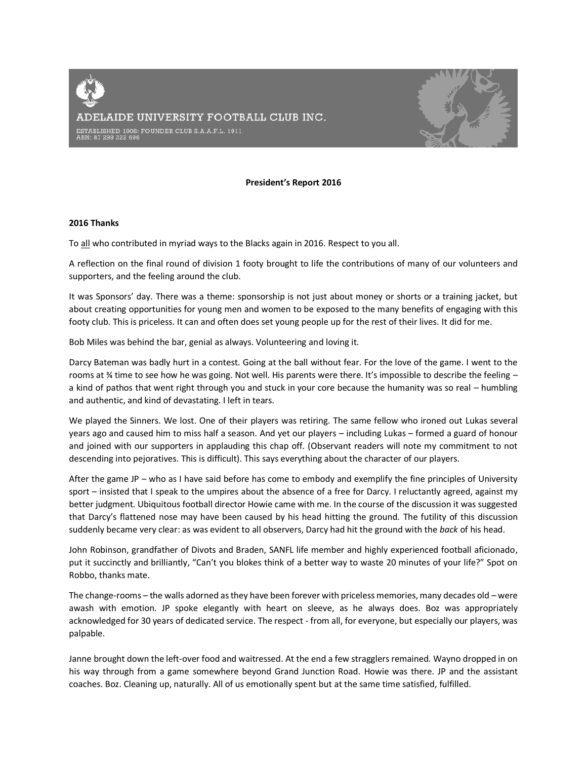ADELAIDE UNIVERSITY FOOTBALL CLUB INC.

ESTABLISHED 1906: FOUNDER CLUB S.A.A.F.L. 1911
ABN: 87 299 322 696

**President's Report 2016**

**2016 Thanks**

To all who contributed in myriad ways to the Blacks again in 2016. Respect to you all.

A reflection on the final round of division 1 footy brought to life the contributions of many of our volunteers and supporters, and the feeling around the club.

It was Sponsors' day. There was a theme: sponsorship is not just about money or shorts or a training jacket, but about creating opportunities for young men and women to be exposed to the many benefits of engaging with this footy club. This is priceless. It can and often does set young people up for the rest of their lives. It did for me.

Bob Miles was behind the bar, genial as always. Volunteering and loving it.

Darcy Bateman was badly hurt in a contest. Going at the ball without fear. For the love of the game. I went to the rooms at ¾ time to see how he was going. Not well. His parents were there. It's impossible to describe the feeling – a kind of pathos that went right through you and stuck in your core because the humanity was so real – humbling and authentic, and kind of devastating. I left in tears.

We played the Sinners. We lost. One of their players was retiring. The same fellow who ironed out Lukas several years ago and caused him to miss half a season. And yet our players – including Lukas – formed a guard of honour and joined with our supporters in applauding this chap off. (Observant readers will note my commitment to not descending into pejoratives. This is difficult). This says everything about the character of our players.

After the game JP – who as I have said before has come to embody and exemplify the fine principles of University sport – insisted that I speak to the umpires about the absence of a free for Darcy. I reluctantly agreed, against my better judgment. Ubiquitous football director Howie came with me. In the course of the discussion it was suggested that Darcy's flattened nose may have been caused by his head hitting the ground. The futility of this discussion suddenly became very clear: as was evident to all observers, Darcy had hit the ground with the *back* of his head.

John Robinson, grandfather of Divots and Braden, SANFL life member and highly experienced football aficionado, put it succinctly and brilliantly, "Can't you blokes think of a better way to waste 20 minutes of your life?" Spot on Robbo, thanks mate.

The change-rooms – the walls adorned as they have been forever with priceless memories, many decades old – were awash with emotion. JP spoke elegantly with heart on sleeve, as he always does. Boz was appropriately acknowledged for 30 years of dedicated service. The respect - from all, for everyone, but especially our players, was palpable.

Janne brought down the left-over food and waitressed. At the end a few stragglers remained. Wayno dropped in on his way through from a game somewhere beyond Grand Junction Road. Howie was there. JP and the assistant coaches. Boz. Cleaning up, naturally. All of us emotionally spent but at the same time satisfied, fulfilled.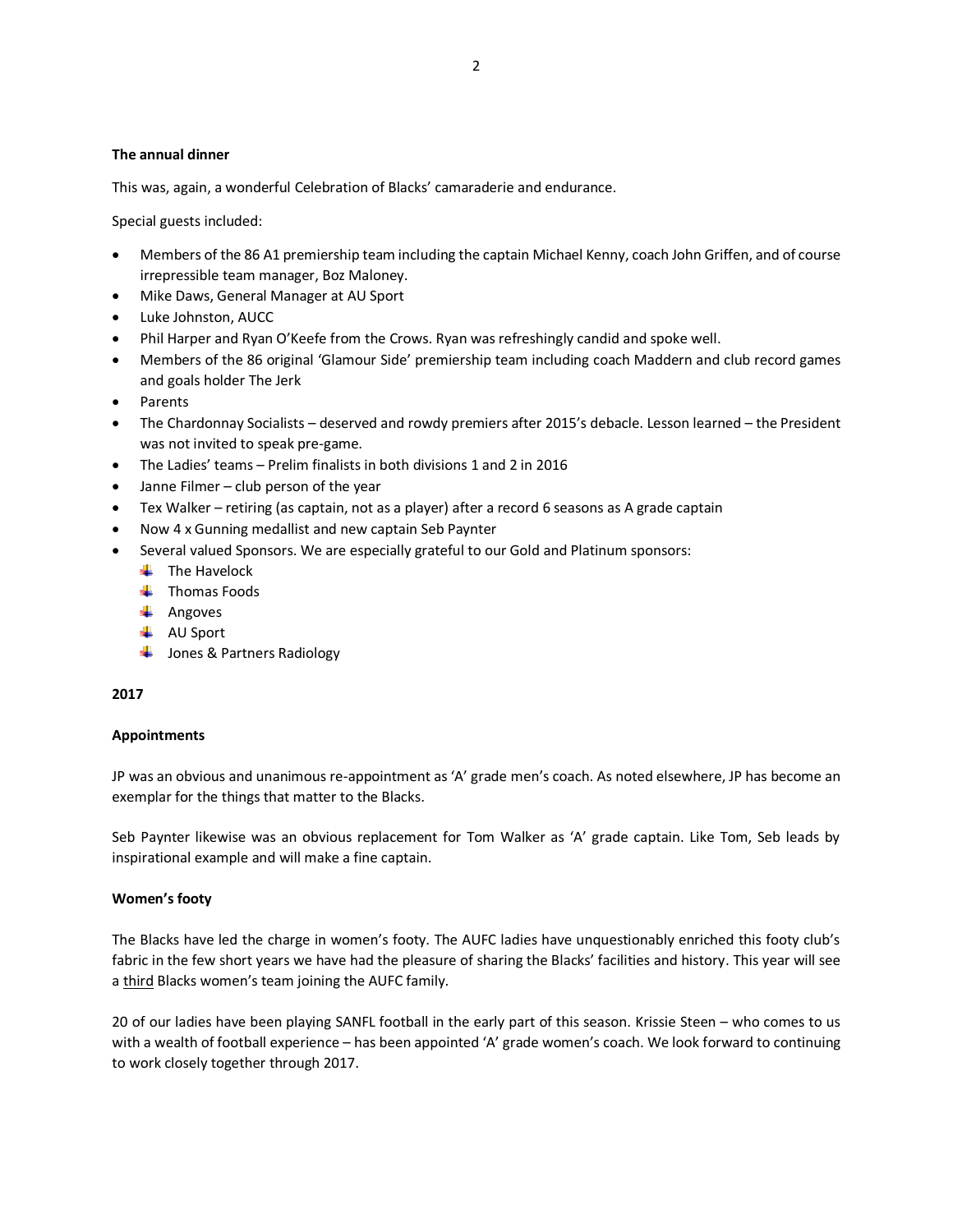**The annual dinner**

This was, again, a wonderful Celebration of Blacks' camaraderie and endurance.

Special guests included:

- Members of the 86 A1 premiership team including the captain Michael Kenny, coach John Griffen, and of course irrepressible team manager, Boz Maloney.
- Mike Daws, General Manager at AU Sport
- Luke Johnston, AUCC
- Phil Harper and Ryan O'Keefe from the Crows. Ryan was refreshingly candid and spoke well.
- Members of the 86 original 'Glamour Side' premiership team including coach Maddern and club record games and goals holder The Jerk
- Parents
- The Chardonnay Socialists – deserved and rowdy premiers after 2015's debacle. Lesson learned – the President was not invited to speak pre-game.
- The Ladies' teams – Prelim finalists in both divisions 1 and 2 in 2016
- Janne Filmer – club person of the year
- Tex Walker – retiring (as captain, not as a player) after a record 6 seasons as A grade captain
- Now 4 x Gunning medallist and new captain Seb Paynter
- Several valued Sponsors. We are especially grateful to our Gold and Platinum sponsors:
  - The Havelock
  - Thomas Foods
  - Angoves
  - AU Sport
  - Jones & Partners Radiology

**2017**

**Appointments**

JP was an obvious and unanimous re-appointment as 'A' grade men's coach. As noted elsewhere, JP has become an exemplar for the things that matter to the Blacks.

Seb Paynter likewise was an obvious replacement for Tom Walker as 'A' grade captain. Like Tom, Seb leads by inspirational example and will make a fine captain.

**Women's footy**

The Blacks have led the charge in women's footy. The AUFC ladies have unquestionably enriched this footy club's fabric in the few short years we have had the pleasure of sharing the Blacks' facilities and history. This year will see a <u>third</u> Blacks women's team joining the AUFC family.

20 of our ladies have been playing SANFL football in the early part of this season. Krissie Steen – who comes to us with a wealth of football experience – has been appointed 'A' grade women's coach. We look forward to continuing to work closely together through 2017.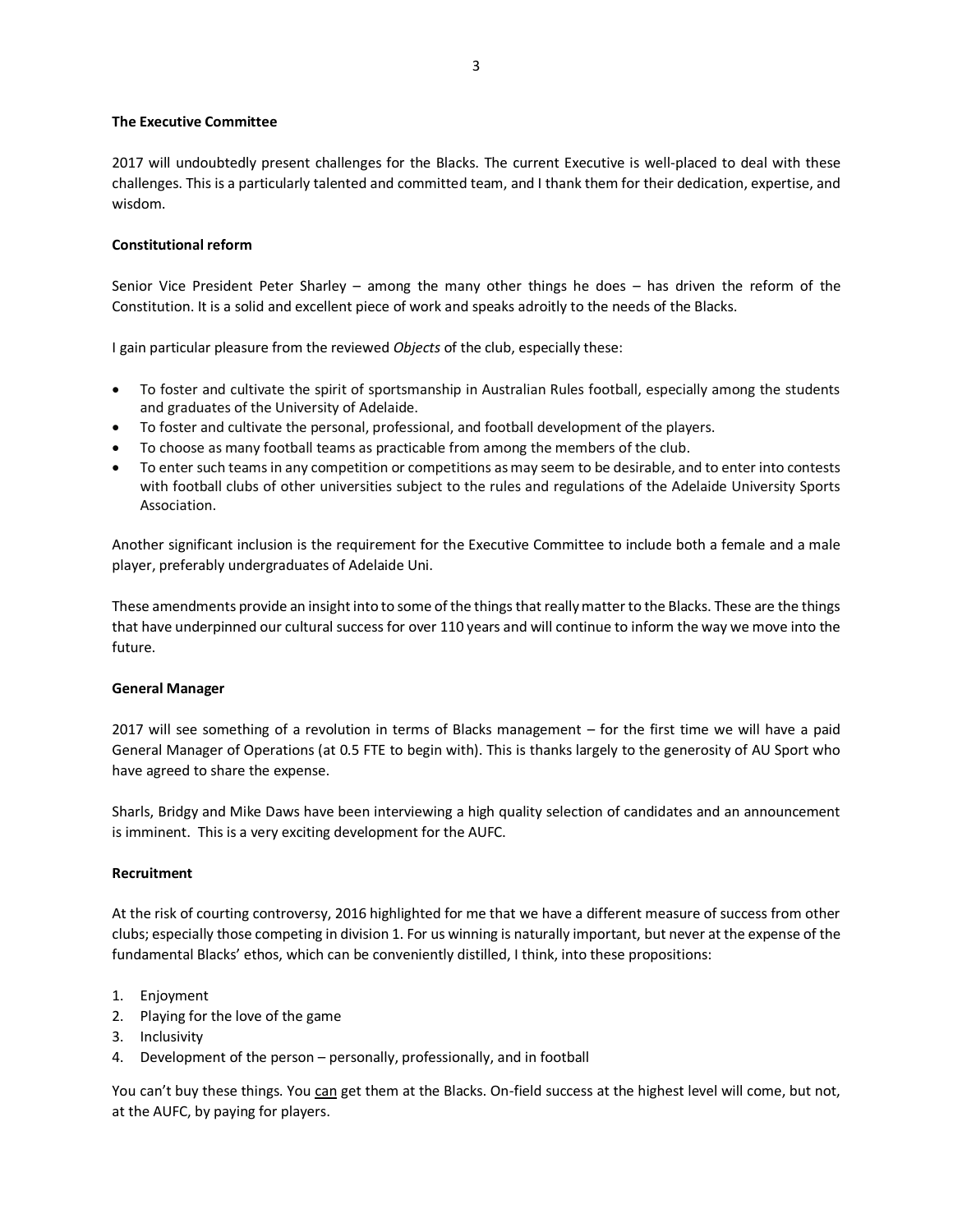**The Executive Committee**

2017 will undoubtedly present challenges for the Blacks. The current Executive is well-placed to deal with these challenges. This is a particularly talented and committed team, and I thank them for their dedication, expertise, and wisdom.

**Constitutional reform**

Senior Vice President Peter Sharley – among the many other things he does – has driven the reform of the Constitution. It is a solid and excellent piece of work and speaks adroitly to the needs of the Blacks.

I gain particular pleasure from the reviewed *Objects* of the club, especially these:

- To foster and cultivate the spirit of sportsmanship in Australian Rules football, especially among the students and graduates of the University of Adelaide.
- To foster and cultivate the personal, professional, and football development of the players.
- To choose as many football teams as practicable from among the members of the club.
- To enter such teams in any competition or competitions as may seem to be desirable, and to enter into contests with football clubs of other universities subject to the rules and regulations of the Adelaide University Sports Association.

Another significant inclusion is the requirement for the Executive Committee to include both a female and a male player, preferably undergraduates of Adelaide Uni.

These amendments provide an insight into to some of the things that really matter to the Blacks. These are the things that have underpinned our cultural success for over 110 years and will continue to inform the way we move into the future.

**General Manager**

2017 will see something of a revolution in terms of Blacks management – for the first time we will have a paid General Manager of Operations (at 0.5 FTE to begin with). This is thanks largely to the generosity of AU Sport who have agreed to share the expense.

Sharls, Bridgy and Mike Daws have been interviewing a high quality selection of candidates and an announcement is imminent. This is a very exciting development for the AUFC.

**Recruitment**

At the risk of courting controversy, 2016 highlighted for me that we have a different measure of success from other clubs; especially those competing in division 1. For us winning is naturally important, but never at the expense of the fundamental Blacks' ethos, which can be conveniently distilled, I think, into these propositions:

1. Enjoyment
2. Playing for the love of the game
3. Inclusivity
4. Development of the person – personally, professionally, and in football

You can't buy these things. You <u>can</u> get them at the Blacks. On-field success at the highest level will come, but not, at the AUFC, by paying for players.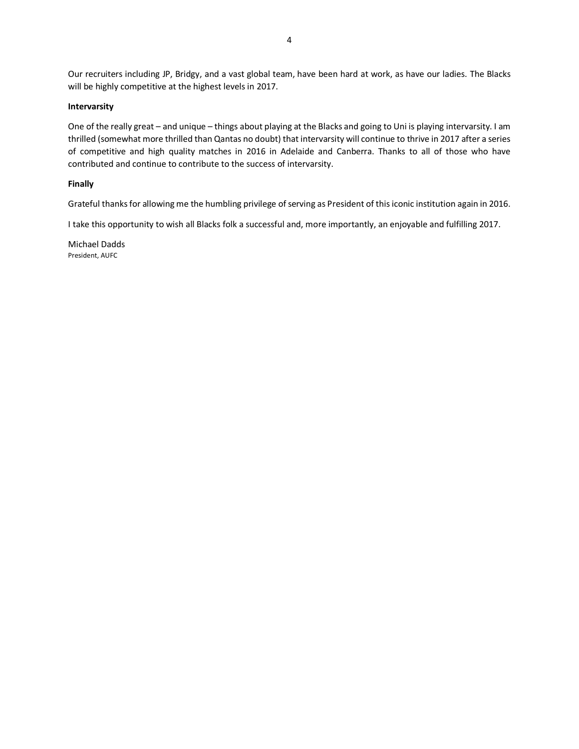Our recruiters including JP, Bridgy, and a vast global team, have been hard at work, as have our ladies. The Blacks will be highly competitive at the highest levels in 2017.

**Intervarsity**

One of the really great – and unique – things about playing at the Blacks and going to Uni is playing intervarsity. I am thrilled (somewhat more thrilled than Qantas no doubt) that intervarsity will continue to thrive in 2017 after a series of competitive and high quality matches in 2016 in Adelaide and Canberra. Thanks to all of those who have contributed and continue to contribute to the success of intervarsity.

**Finally**

Grateful thanks for allowing me the humbling privilege of serving as President of this iconic institution again in 2016.

I take this opportunity to wish all Blacks folk a successful and, more importantly, an enjoyable and fulfilling 2017.

Michael Dadds
President, AUFC